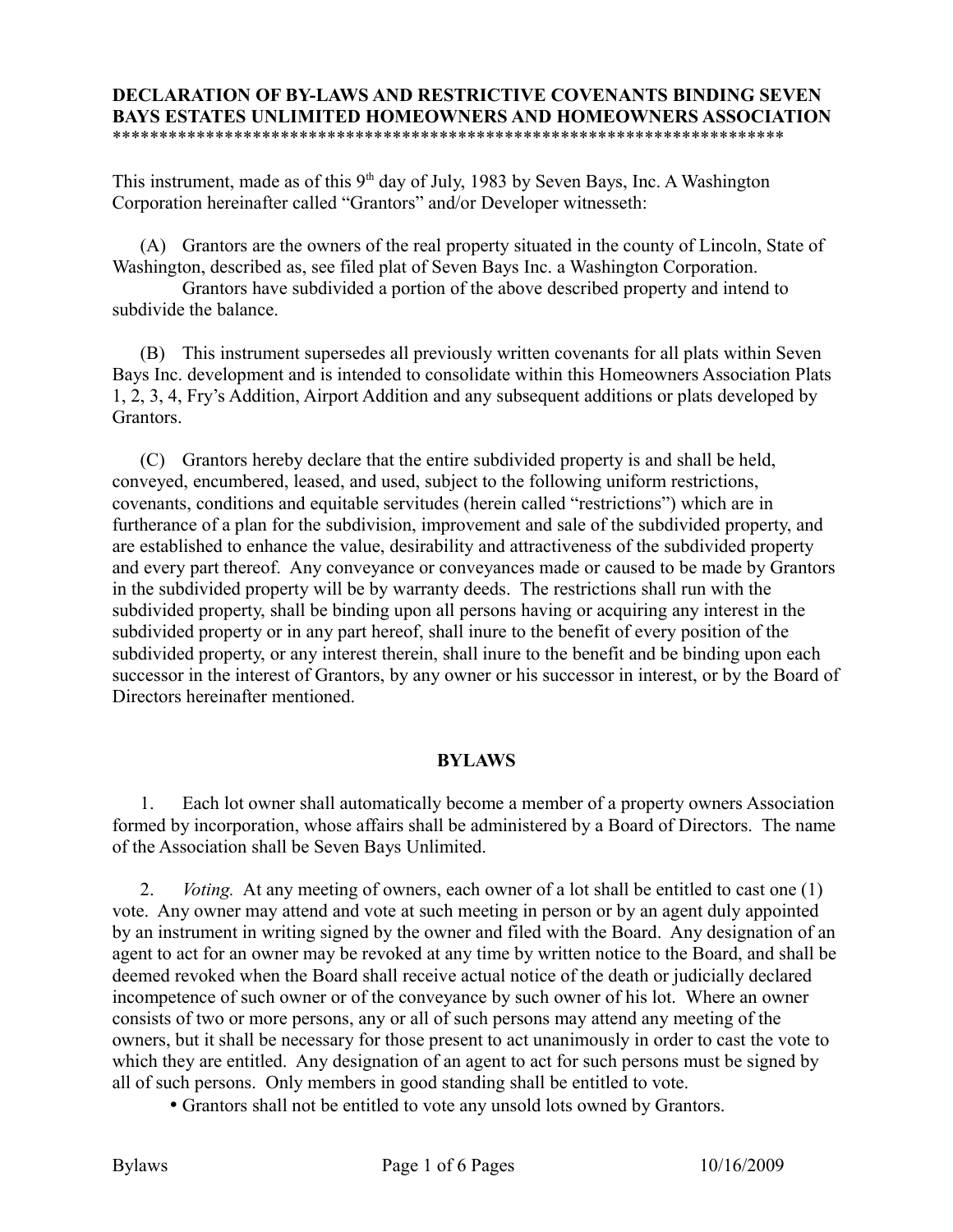# DECLARATION OF BY-LAWS AND RESTRICTIVE COVENANTS BINDING SEVEN BAYS ESTATES UNLIMITED HOMEOWNERS AND HOMEOWNERS ASSOCIATION

*************************************************************************

This instrument, made as of this 9th day of July, 1983 by Seven Bays, Inc. A Washington Corporation hereinafter called "Grantors" and/or Developer witnesseth:

(A) Grantors are the owners of the real property situated in the county of Lincoln, State of Washington, described as, see filed plat of Seven Bays Inc. a Washington Corporation. Grantors have subdivided a portion of the above described property and intend to subdivide the balance.

(B) This instrument supersedes all previously written covenants for all plats within Seven Bays Inc. development and is intended to consolidate within this Homeowners Association Plats 1, 2, 3, 4, Fry's Addition, Airport Addition and any subsequent additions or plats developed by Grantors.

(C) Grantors hereby declare that the entire subdivided property is and shall be held, conveyed, encumbered, leased, and used, subject to the following uniform restrictions, covenants, conditions and equitable servitudes (herein called "restrictions") which are in furtherance of a plan for the subdivision, improvement and sale of the subdivided property, and are established to enhance the value, desirability and attractiveness of the subdivided property and every part thereof. Any conveyance or conveyances made or caused to be made by Grantors in the subdivided property will be by warranty deeds. The restrictions shall run with the subdivided property, shall be binding upon all persons having or acquiring any interest in the subdivided property or in any part hereof, shall inure to the benefit of every position of the subdivided property, or any interest therein, shall inure to the benefit and be binding upon each successor in the interest of Grantors, by any owner or his successor in interest, or by the Board of Directors hereinafter mentioned.

## BYLAWS

1. Each lot owner shall automatically become a member of a property owners Association formed by incorporation, whose affairs shall be administered by a Board of Directors. The name of the Association shall be Seven Bays Unlimited.

2. *Voting.* At any meeting of owners, each owner of a lot shall be entitled to cast one (1) vote. Any owner may attend and vote at such meeting in person or by an agent duly appointed by an instrument in writing signed by the owner and filed with the Board. Any designation of an agent to act for an owner may be revoked at any time by written notice to the Board, and shall be deemed revoked when the Board shall receive actual notice of the death or judicially declared incompetence of such owner or of the conveyance by such owner of his lot. Where an owner consists of two or more persons, any or all of such persons may attend any meeting of the owners, but it shall be necessary for those present to act unanimously in order to cast the vote to which they are entitled. Any designation of an agent to act for such persons must be signed by all of such persons. Only members in good standing shall be entitled to vote.

   - Grantors shall not be entitled to vote any unsold lots owned by Grantors.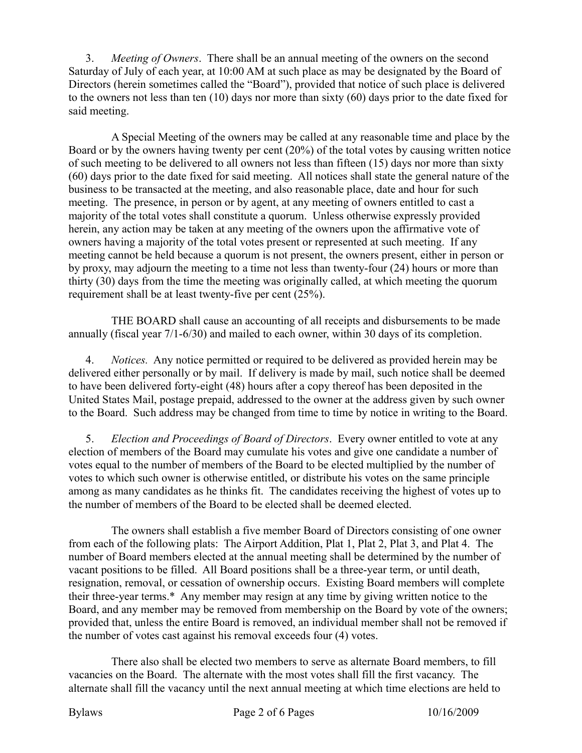3. *Meeting of Owners*. There shall be an annual meeting of the owners on the second Saturday of July of each year, at 10:00 AM at such place as may be designated by the Board of Directors (herein sometimes called the "Board"), provided that notice of such place is delivered to the owners not less than ten (10) days nor more than sixty (60) days prior to the date fixed for said meeting.

A Special Meeting of the owners may be called at any reasonable time and place by the Board or by the owners having twenty per cent (20%) of the total votes by causing written notice of such meeting to be delivered to all owners not less than fifteen (15) days nor more than sixty (60) days prior to the date fixed for said meeting. All notices shall state the general nature of the business to be transacted at the meeting, and also reasonable place, date and hour for such meeting. The presence, in person or by agent, at any meeting of owners entitled to cast a majority of the total votes shall constitute a quorum. Unless otherwise expressly provided herein, any action may be taken at any meeting of the owners upon the affirmative vote of owners having a majority of the total votes present or represented at such meeting. If any meeting cannot be held because a quorum is not present, the owners present, either in person or by proxy, may adjourn the meeting to a time not less than twenty-four (24) hours or more than thirty (30) days from the time the meeting was originally called, at which meeting the quorum requirement shall be at least twenty-five per cent (25%).

THE BOARD shall cause an accounting of all receipts and disbursements to be made annually (fiscal year 7/1-6/30) and mailed to each owner, within 30 days of its completion.

4. *Notices.* Any notice permitted or required to be delivered as provided herein may be delivered either personally or by mail. If delivery is made by mail, such notice shall be deemed to have been delivered forty-eight (48) hours after a copy thereof has been deposited in the United States Mail, postage prepaid, addressed to the owner at the address given by such owner to the Board. Such address may be changed from time to time by notice in writing to the Board.

5. *Election and Proceedings of Board of Directors*. Every owner entitled to vote at any election of members of the Board may cumulate his votes and give one candidate a number of votes equal to the number of members of the Board to be elected multiplied by the number of votes to which such owner is otherwise entitled, or distribute his votes on the same principle among as many candidates as he thinks fit. The candidates receiving the highest of votes up to the number of members of the Board to be elected shall be deemed elected.

The owners shall establish a five member Board of Directors consisting of one owner from each of the following plats: The Airport Addition, Plat 1, Plat 2, Plat 3, and Plat 4. The number of Board members elected at the annual meeting shall be determined by the number of vacant positions to be filled. All Board positions shall be a three-year term, or until death, resignation, removal, or cessation of ownership occurs. Existing Board members will complete their three-year terms.* Any member may resign at any time by giving written notice to the Board, and any member may be removed from membership on the Board by vote of the owners; provided that, unless the entire Board is removed, an individual member shall not be removed if the number of votes cast against his removal exceeds four (4) votes.

There also shall be elected two members to serve as alternate Board members, to fill vacancies on the Board. The alternate with the most votes shall fill the first vacancy. The alternate shall fill the vacancy until the next annual meeting at which time elections are held to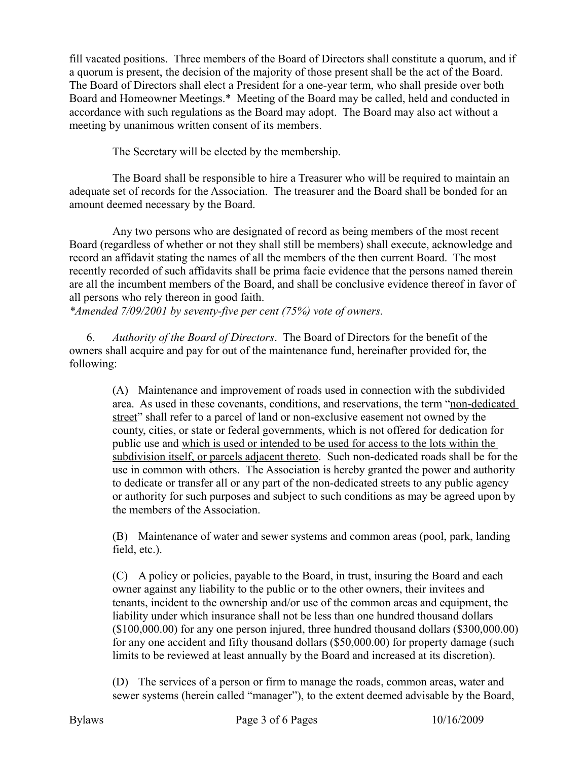fill vacated positions. Three members of the Board of Directors shall constitute a quorum, and if a quorum is present, the decision of the majority of those present shall be the act of the Board. The Board of Directors shall elect a President for a one-year term, who shall preside over both Board and Homeowner Meetings.* Meeting of the Board may be called, held and conducted in accordance with such regulations as the Board may adopt. The Board may also act without a meeting by unanimous written consent of its members.

The Secretary will be elected by the membership.

The Board shall be responsible to hire a Treasurer who will be required to maintain an adequate set of records for the Association. The treasurer and the Board shall be bonded for an amount deemed necessary by the Board.

Any two persons who are designated of record as being members of the most recent Board (regardless of whether or not they shall still be members) shall execute, acknowledge and record an affidavit stating the names of all the members of the then current Board. The most recently recorded of such affidavits shall be prima facie evidence that the persons named therein are all the incumbent members of the Board, and shall be conclusive evidence thereof in favor of all persons who rely thereon in good faith.

*\*Amended 7/09/2001 by seventy-five per cent (75%) vote of owners.*

6. *Authority of the Board of Directors*. The Board of Directors for the benefit of the owners shall acquire and pay for out of the maintenance fund, hereinafter provided for, the following:

(A) Maintenance and improvement of roads used in connection with the subdivided area. As used in these covenants, conditions, and reservations, the term "<u>non-dedicated street</u>" shall refer to a parcel of land or non-exclusive easement not owned by the county, cities, or state or federal governments, which is not offered for dedication for public use and <u>which is used or intended to be used for access to the lots within the subdivision itself, or parcels adjacent thereto</u>. Such non-dedicated roads shall be for the use in common with others. The Association is hereby granted the power and authority to dedicate or transfer all or any part of the non-dedicated streets to any public agency or authority for such purposes and subject to such conditions as may be agreed upon by the members of the Association.

(B) Maintenance of water and sewer systems and common areas (pool, park, landing field, etc.).

(C) A policy or policies, payable to the Board, in trust, insuring the Board and each owner against any liability to the public or to the other owners, their invitees and tenants, incident to the ownership and/or use of the common areas and equipment, the liability under which insurance shall not be less than one hundred thousand dollars ($100,000.00) for any one person injured, three hundred thousand dollars ($300,000.00) for any one accident and fifty thousand dollars ($50,000.00) for property damage (such limits to be reviewed at least annually by the Board and increased at its discretion).

(D) The services of a person or firm to manage the roads, common areas, water and sewer systems (herein called "manager"), to the extent deemed advisable by the Board,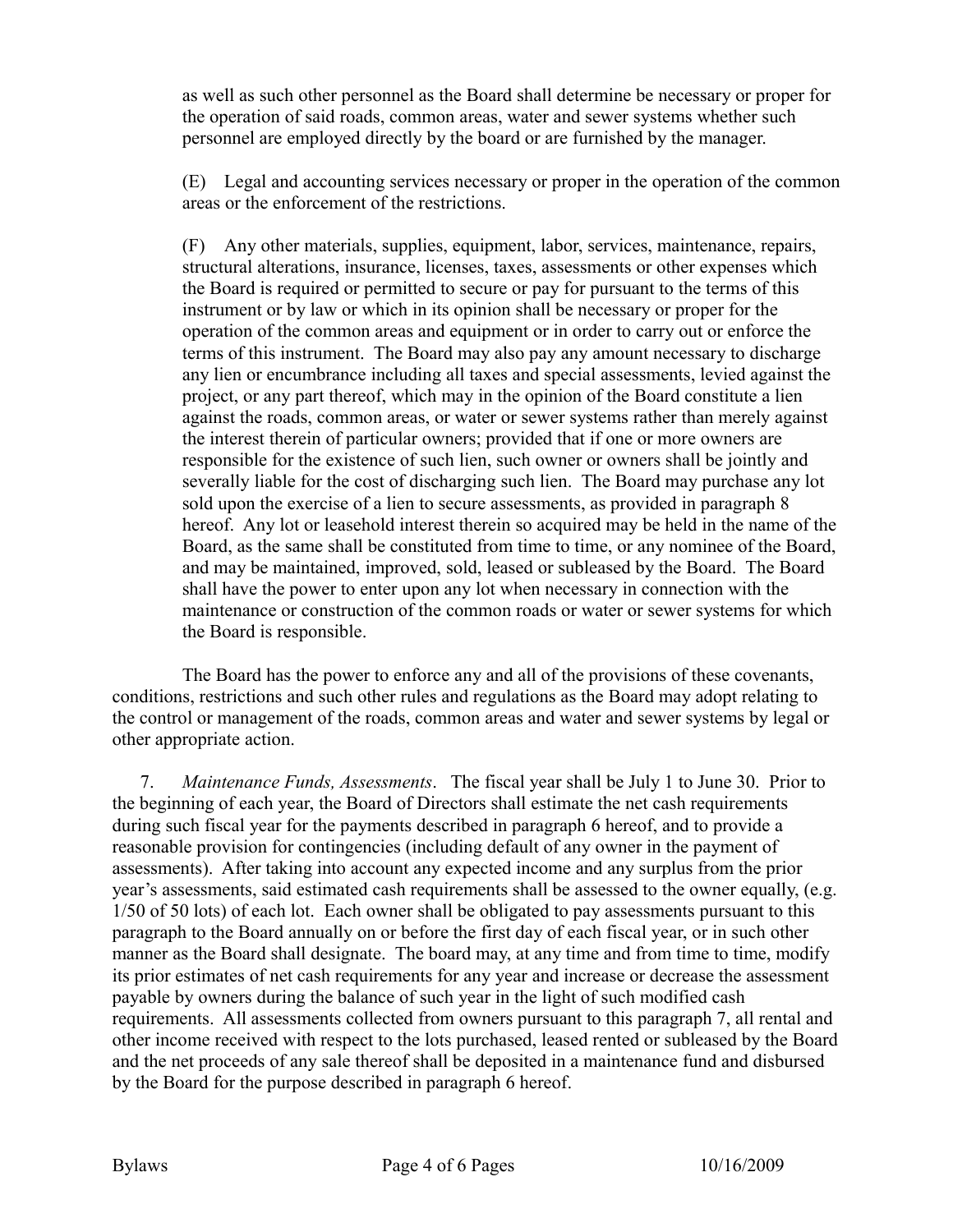as well as such other personnel as the Board shall determine be necessary or proper for the operation of said roads, common areas, water and sewer systems whether such personnel are employed directly by the board or are furnished by the manager.

(E) Legal and accounting services necessary or proper in the operation of the common areas or the enforcement of the restrictions.

(F) Any other materials, supplies, equipment, labor, services, maintenance, repairs, structural alterations, insurance, licenses, taxes, assessments or other expenses which the Board is required or permitted to secure or pay for pursuant to the terms of this instrument or by law or which in its opinion shall be necessary or proper for the operation of the common areas and equipment or in order to carry out or enforce the terms of this instrument. The Board may also pay any amount necessary to discharge any lien or encumbrance including all taxes and special assessments, levied against the project, or any part thereof, which may in the opinion of the Board constitute a lien against the roads, common areas, or water or sewer systems rather than merely against the interest therein of particular owners; provided that if one or more owners are responsible for the existence of such lien, such owner or owners shall be jointly and severally liable for the cost of discharging such lien. The Board may purchase any lot sold upon the exercise of a lien to secure assessments, as provided in paragraph 8 hereof. Any lot or leasehold interest therein so acquired may be held in the name of the Board, as the same shall be constituted from time to time, or any nominee of the Board, and may be maintained, improved, sold, leased or subleased by the Board. The Board shall have the power to enter upon any lot when necessary in connection with the maintenance or construction of the common roads or water or sewer systems for which the Board is responsible.

The Board has the power to enforce any and all of the provisions of these covenants, conditions, restrictions and such other rules and regulations as the Board may adopt relating to the control or management of the roads, common areas and water and sewer systems by legal or other appropriate action.

7. *Maintenance Funds, Assessments*. The fiscal year shall be July 1 to June 30. Prior to the beginning of each year, the Board of Directors shall estimate the net cash requirements during such fiscal year for the payments described in paragraph 6 hereof, and to provide a reasonable provision for contingencies (including default of any owner in the payment of assessments). After taking into account any expected income and any surplus from the prior year's assessments, said estimated cash requirements shall be assessed to the owner equally, (e.g. 1/50 of 50 lots) of each lot. Each owner shall be obligated to pay assessments pursuant to this paragraph to the Board annually on or before the first day of each fiscal year, or in such other manner as the Board shall designate. The board may, at any time and from time to time, modify its prior estimates of net cash requirements for any year and increase or decrease the assessment payable by owners during the balance of such year in the light of such modified cash requirements. All assessments collected from owners pursuant to this paragraph 7, all rental and other income received with respect to the lots purchased, leased rented or subleased by the Board and the net proceeds of any sale thereof shall be deposited in a maintenance fund and disbursed by the Board for the purpose described in paragraph 6 hereof.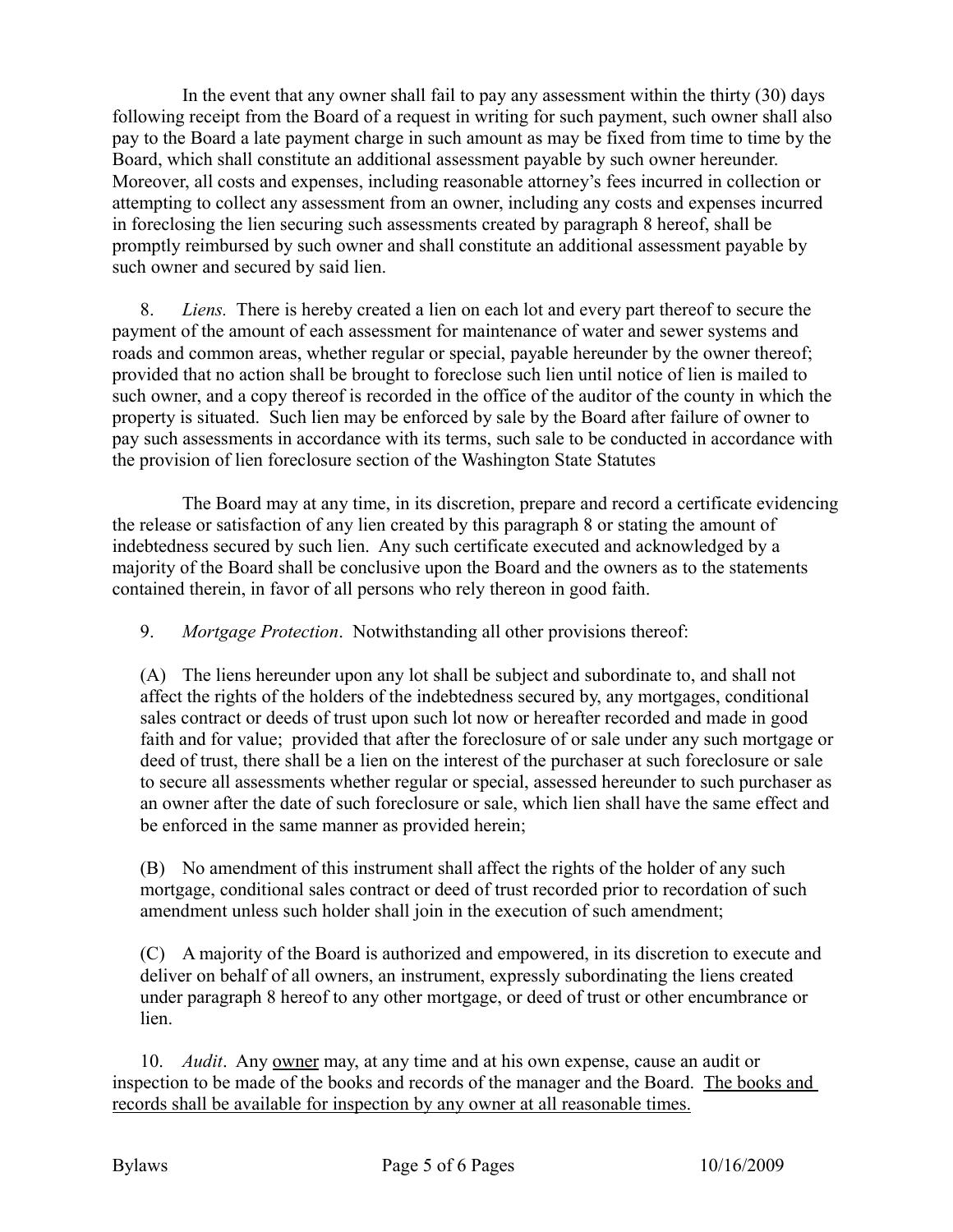In the event that any owner shall fail to pay any assessment within the thirty (30) days following receipt from the Board of a request in writing for such payment, such owner shall also pay to the Board a late payment charge in such amount as may be fixed from time to time by the Board, which shall constitute an additional assessment payable by such owner hereunder. Moreover, all costs and expenses, including reasonable attorney's fees incurred in collection or attempting to collect any assessment from an owner, including any costs and expenses incurred in foreclosing the lien securing such assessments created by paragraph 8 hereof, shall be promptly reimbursed by such owner and shall constitute an additional assessment payable by such owner and secured by said lien.

8. *Liens.* There is hereby created a lien on each lot and every part thereof to secure the payment of the amount of each assessment for maintenance of water and sewer systems and roads and common areas, whether regular or special, payable hereunder by the owner thereof; provided that no action shall be brought to foreclose such lien until notice of lien is mailed to such owner, and a copy thereof is recorded in the office of the auditor of the county in which the property is situated. Such lien may be enforced by sale by the Board after failure of owner to pay such assessments in accordance with its terms, such sale to be conducted in accordance with the provision of lien foreclosure section of the Washington State Statutes

The Board may at any time, in its discretion, prepare and record a certificate evidencing the release or satisfaction of any lien created by this paragraph 8 or stating the amount of indebtedness secured by such lien. Any such certificate executed and acknowledged by a majority of the Board shall be conclusive upon the Board and the owners as to the statements contained therein, in favor of all persons who rely thereon in good faith.

9. *Mortgage Protection*. Notwithstanding all other provisions thereof:

(A) The liens hereunder upon any lot shall be subject and subordinate to, and shall not affect the rights of the holders of the indebtedness secured by, any mortgages, conditional sales contract or deeds of trust upon such lot now or hereafter recorded and made in good faith and for value; provided that after the foreclosure of or sale under any such mortgage or deed of trust, there shall be a lien on the interest of the purchaser at such foreclosure or sale to secure all assessments whether regular or special, assessed hereunder to such purchaser as an owner after the date of such foreclosure or sale, which lien shall have the same effect and be enforced in the same manner as provided herein;

(B) No amendment of this instrument shall affect the rights of the holder of any such mortgage, conditional sales contract or deed of trust recorded prior to recordation of such amendment unless such holder shall join in the execution of such amendment;

(C) A majority of the Board is authorized and empowered, in its discretion to execute and deliver on behalf of all owners, an instrument, expressly subordinating the liens created under paragraph 8 hereof to any other mortgage, or deed of trust or other encumbrance or lien.

10. *Audit*. Any <u>owner</u> may, at any time and at his own expense, cause an audit or inspection to be made of the books and records of the manager and the Board. <u>The books and records shall be available for inspection by any owner at all reasonable times.</u>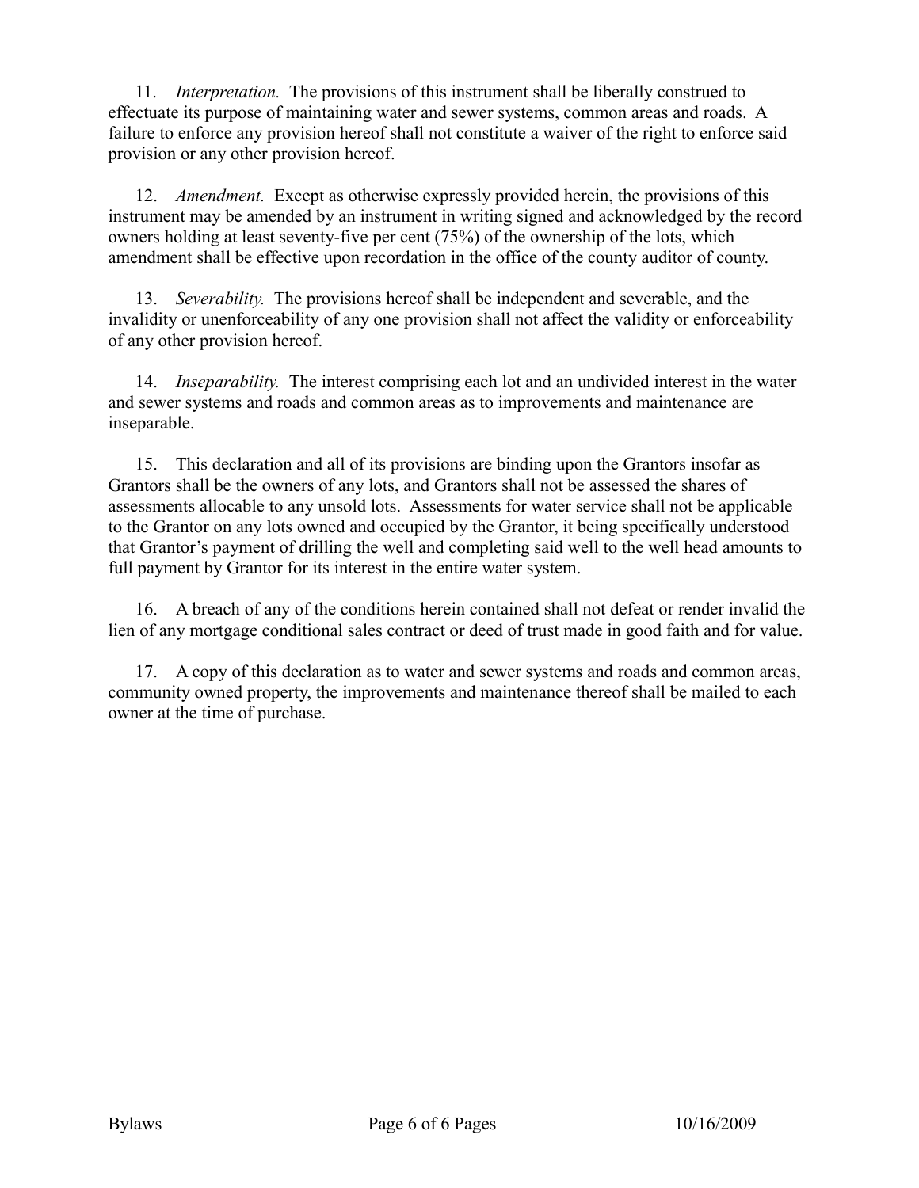11. *Interpretation.* The provisions of this instrument shall be liberally construed to effectuate its purpose of maintaining water and sewer systems, common areas and roads. A failure to enforce any provision hereof shall not constitute a waiver of the right to enforce said provision or any other provision hereof.

12. *Amendment.* Except as otherwise expressly provided herein, the provisions of this instrument may be amended by an instrument in writing signed and acknowledged by the record owners holding at least seventy-five per cent (75%) of the ownership of the lots, which amendment shall be effective upon recordation in the office of the county auditor of county.

13. *Severability.* The provisions hereof shall be independent and severable, and the invalidity or unenforceability of any one provision shall not affect the validity or enforceability of any other provision hereof.

14. *Inseparability.* The interest comprising each lot and an undivided interest in the water and sewer systems and roads and common areas as to improvements and maintenance are inseparable.

15. This declaration and all of its provisions are binding upon the Grantors insofar as Grantors shall be the owners of any lots, and Grantors shall not be assessed the shares of assessments allocable to any unsold lots. Assessments for water service shall not be applicable to the Grantor on any lots owned and occupied by the Grantor, it being specifically understood that Grantor's payment of drilling the well and completing said well to the well head amounts to full payment by Grantor for its interest in the entire water system.

16. A breach of any of the conditions herein contained shall not defeat or render invalid the lien of any mortgage conditional sales contract or deed of trust made in good faith and for value.

17. A copy of this declaration as to water and sewer systems and roads and common areas, community owned property, the improvements and maintenance thereof shall be mailed to each owner at the time of purchase.